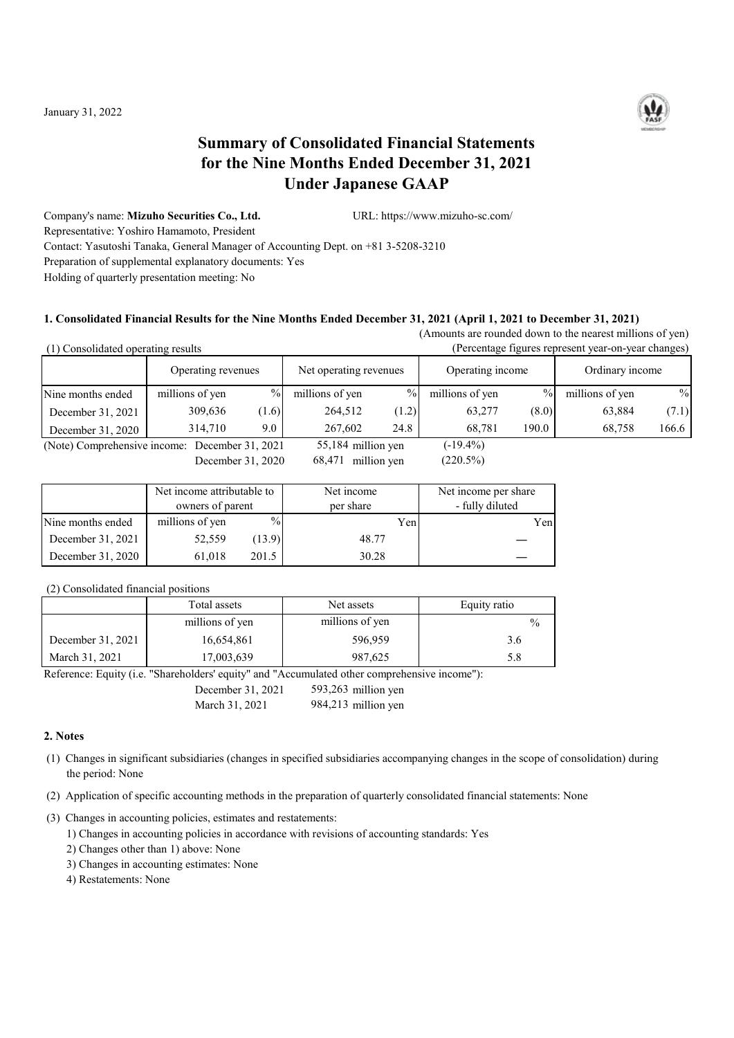January 31, 2022

# Summary of Consolidated Financial Statements for the Nine Months Ended December 31, 2021 Under Japanese GAAP

Company's name: **Mizuho Securities Co., Ltd.** URL: https://www.mizuho-sc.com/

Representative: Yoshiro Hamamoto, President

Contact: Yasutoshi Tanaka, General Manager of Accounting Dept. on +81 3-5208-3210

Preparation of supplemental explanatory documents: Yes

Holding of quarterly presentation meeting: No

### 1. Consolidated Financial Results for the Nine Months Ended December 31, 2021 (April 1, 2021 to December 31, 2021)

(Amounts are rounded down to the nearest millions of yen)

(1) Consolidated operating results

(Percentage figures represent year-on-year changes)

| | Operating revenues | | Net operating revenues | | Operating income | | Ordinary income | |
|---|---|---|---|---|---|---|---|---|
| Nine months ended | millions of yen | % | millions of yen | % | millions of yen | % | millions of yen | % |
| December 31, 2021 | 309,636 | (1.6) | 264,512 | (1.2) | 63,277 | (8.0) | 63,884 | (7.1) |
| December 31, 2020 | 314,710 | 9.0 | 267,602 | 24.8 | 68,781 | 190.0 | 68,758 | 166.6 |

(Note) Comprehensive income: December 31, 2021 55,184 million yen (-19.4%)

December 31, 2020 68,471 million yen (220.5%)

| | Net income attributable to owners of parent | | Net income per share | Net income per share - fully diluted |
|---|---|---|---|---|
| Nine months ended | millions of yen | % | Yen | Yen |
| December 31, 2021 | 52,559 | (13.9) | 48.77 | — |
| December 31, 2020 | 61,018 | 201.5 | 30.28 | — |

(2) Consolidated financial positions

| | Total assets | Net assets | Equity ratio |
|---|---|---|---|
| | millions of yen | millions of yen | % |
| December 31, 2021 | 16,654,861 | 596,959 | 3.6 |
| March 31, 2021 | 17,003,639 | 987,625 | 5.8 |

Reference: Equity (i.e. "Shareholders' equity" and "Accumulated other comprehensive income"):

December 31, 2021 593,263 million yen

March 31, 2021 984,213 million yen

### 2. Notes

(1) Changes in significant subsidiaries (changes in specified subsidiaries accompanying changes in the scope of consolidation) during the period: None

(2) Application of specific accounting methods in the preparation of quarterly consolidated financial statements: None

(3) Changes in accounting policies, estimates and restatements:

1) Changes in accounting policies in accordance with revisions of accounting standards: Yes

2) Changes other than 1) above: None

3) Changes in accounting estimates: None

4) Restatements: None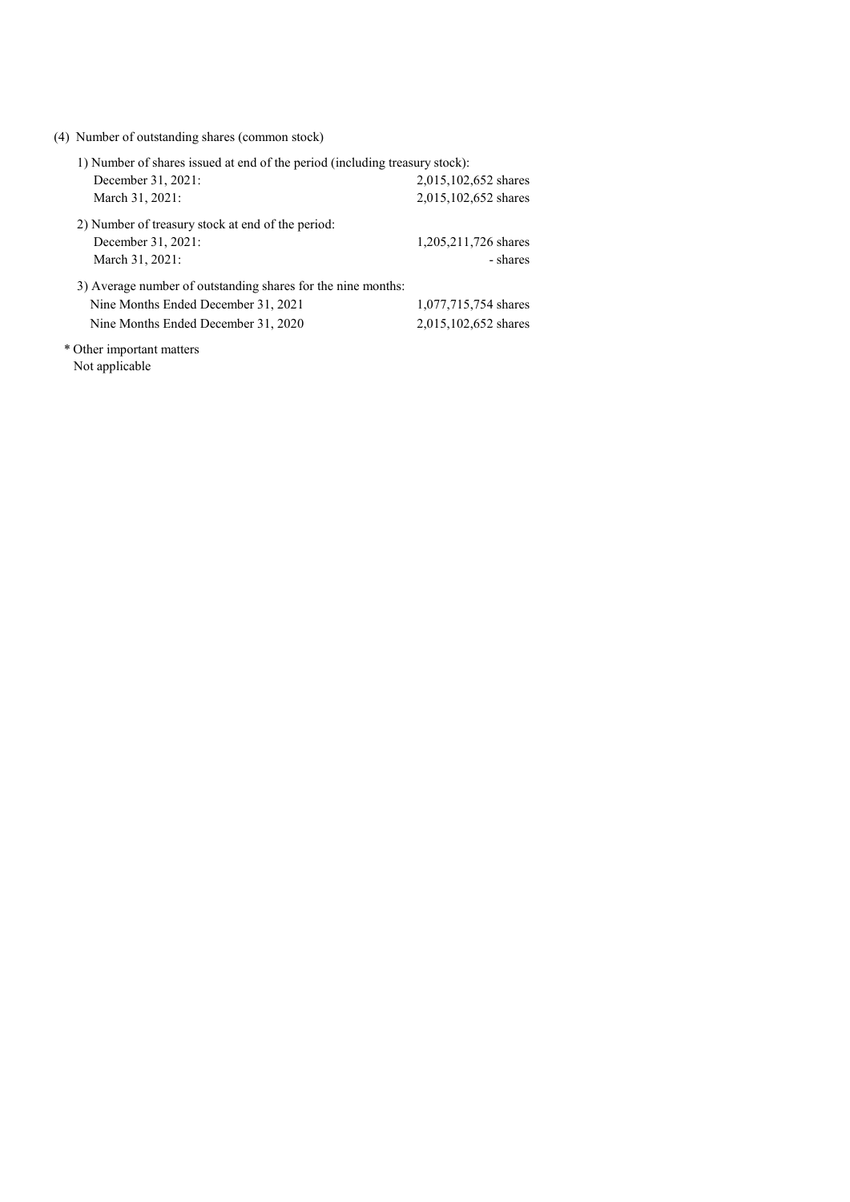(4) Number of outstanding shares (common stock)

1) Number of shares issued at end of the period (including treasury stock):

| | |
|---|---|
| December 31, 2021: | 2,015,102,652 shares |
| March 31, 2021: | 2,015,102,652 shares |

2) Number of treasury stock at end of the period:

| | |
|---|---|
| December 31, 2021: | 1,205,211,726 shares |
| March 31, 2021: | - shares |

3) Average number of outstanding shares for the nine months:

| | |
|---|---|
| Nine Months Ended December 31, 2021 | 1,077,715,754 shares |
| Nine Months Ended December 31, 2020 | 2,015,102,652 shares |

\* Other important matters

Not applicable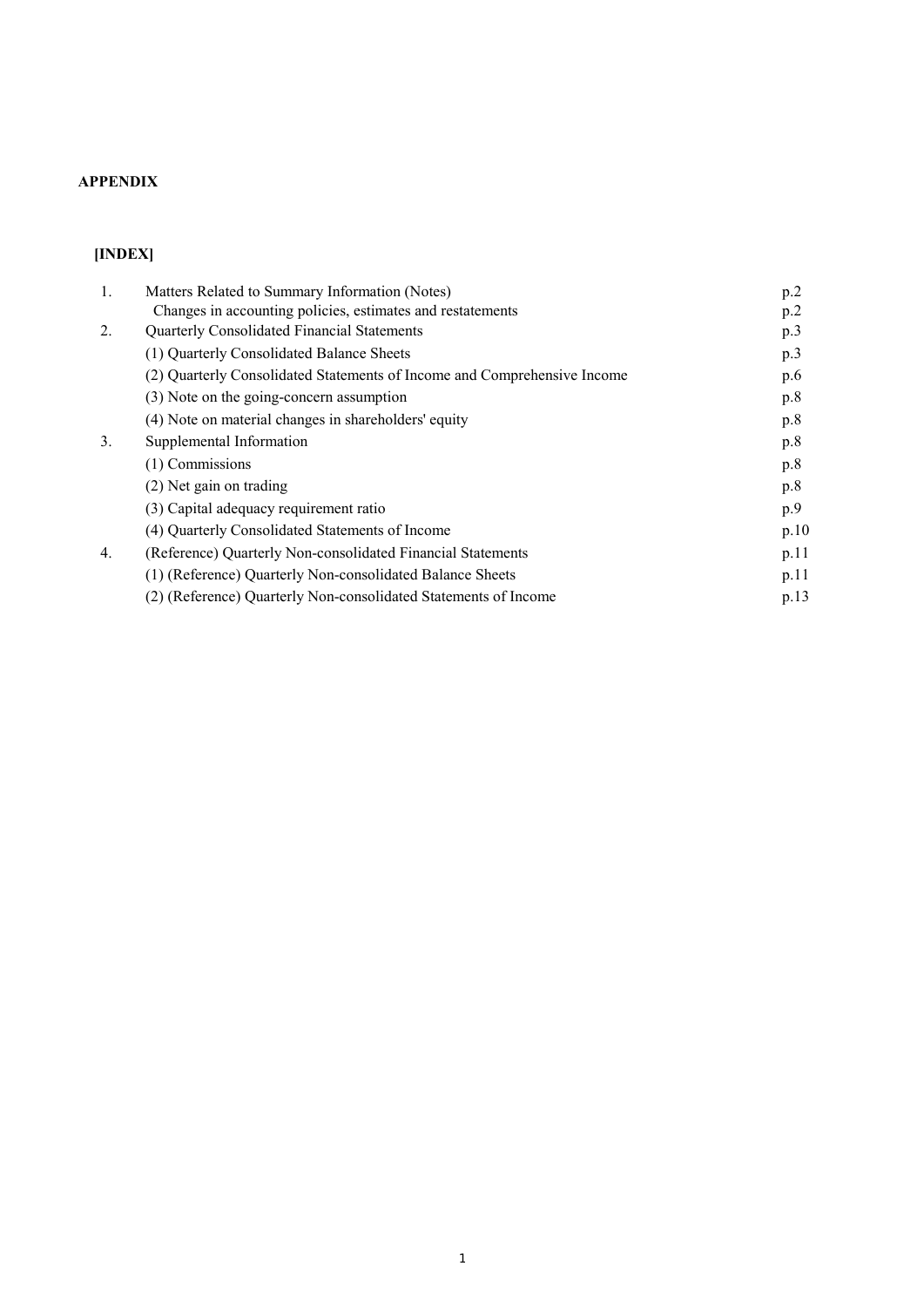**APPENDIX**

**[INDEX]**

| | | |
|---|---|---|
| 1. | Matters Related to Summary Information (Notes) | p.2 |
| | Changes in accounting policies, estimates and restatements | p.2 |
| 2. | Quarterly Consolidated Financial Statements | p.3 |
| | (1) Quarterly Consolidated Balance Sheets | p.3 |
| | (2) Quarterly Consolidated Statements of Income and Comprehensive Income | p.6 |
| | (3) Note on the going-concern assumption | p.8 |
| | (4) Note on material changes in shareholders' equity | p.8 |
| 3. | Supplemental Information | p.8 |
| | (1) Commissions | p.8 |
| | (2) Net gain on trading | p.8 |
| | (3) Capital adequacy requirement ratio | p.9 |
| | (4) Quarterly Consolidated Statements of Income | p.10 |
| 4. | (Reference) Quarterly Non-consolidated Financial Statements | p.11 |
| | (1) (Reference) Quarterly Non-consolidated Balance Sheets | p.11 |
| | (2) (Reference) Quarterly Non-consolidated Statements of Income | p.13 |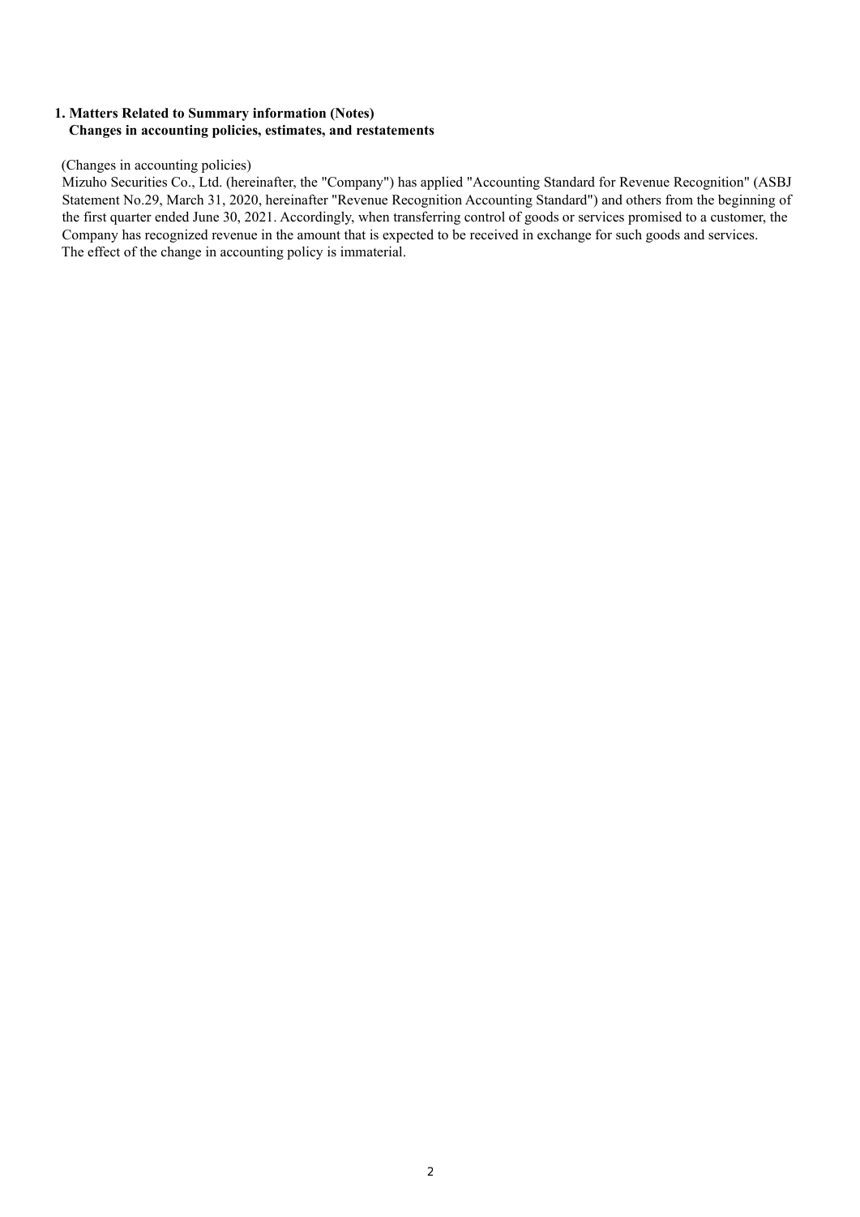**1. Matters Related to Summary information (Notes)**
**Changes in accounting policies, estimates, and restatements**

(Changes in accounting policies)

Mizuho Securities Co., Ltd. (hereinafter, the "Company") has applied "Accounting Standard for Revenue Recognition" (ASBJ Statement No.29, March 31, 2020, hereinafter "Revenue Recognition Accounting Standard") and others from the beginning of the first quarter ended June 30, 2021. Accordingly, when transferring control of goods or services promised to a customer, the Company has recognized revenue in the amount that is expected to be received in exchange for such goods and services.

The effect of the change in accounting policy is immaterial.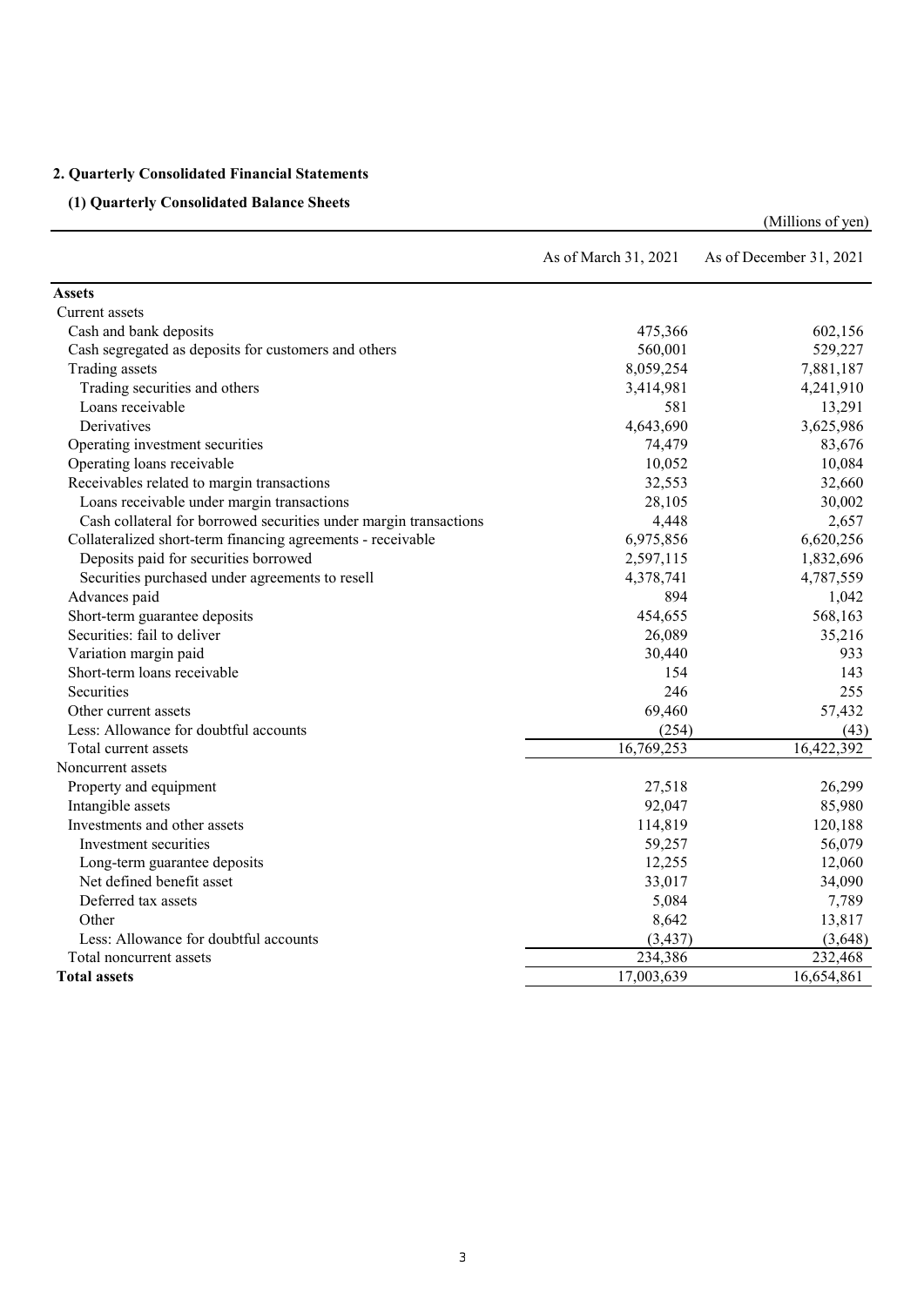## 2. Quarterly Consolidated Financial Statements

### (1) Quarterly Consolidated Balance Sheets

(Millions of yen)

| | As of March 31, 2021 | As of December 31, 2021 |
|---|---|---|
| **Assets** | | |
| Current assets | | |
| Cash and bank deposits | 475,366 | 602,156 |
| Cash segregated as deposits for customers and others | 560,001 | 529,227 |
| Trading assets | 8,059,254 | 7,881,187 |
| Trading securities and others | 3,414,981 | 4,241,910 |
| Loans receivable | 581 | 13,291 |
| Derivatives | 4,643,690 | 3,625,986 |
| Operating investment securities | 74,479 | 83,676 |
| Operating loans receivable | 10,052 | 10,084 |
| Receivables related to margin transactions | 32,553 | 32,660 |
| Loans receivable under margin transactions | 28,105 | 30,002 |
| Cash collateral for borrowed securities under margin transactions | 4,448 | 2,657 |
| Collateralized short-term financing agreements - receivable | 6,975,856 | 6,620,256 |
| Deposits paid for securities borrowed | 2,597,115 | 1,832,696 |
| Securities purchased under agreements to resell | 4,378,741 | 4,787,559 |
| Advances paid | 894 | 1,042 |
| Short-term guarantee deposits | 454,655 | 568,163 |
| Securities: fail to deliver | 26,089 | 35,216 |
| Variation margin paid | 30,440 | 933 |
| Short-term loans receivable | 154 | 143 |
| Securities | 246 | 255 |
| Other current assets | 69,460 | 57,432 |
| Less: Allowance for doubtful accounts | (254) | (43) |
| Total current assets | 16,769,253 | 16,422,392 |
| Noncurrent assets | | |
| Property and equipment | 27,518 | 26,299 |
| Intangible assets | 92,047 | 85,980 |
| Investments and other assets | 114,819 | 120,188 |
| Investment securities | 59,257 | 56,079 |
| Long-term guarantee deposits | 12,255 | 12,060 |
| Net defined benefit asset | 33,017 | 34,090 |
| Deferred tax assets | 5,084 | 7,789 |
| Other | 8,642 | 13,817 |
| Less: Allowance for doubtful accounts | (3,437) | (3,648) |
| Total noncurrent assets | 234,386 | 232,468 |
| **Total assets** | 17,003,639 | 16,654,861 |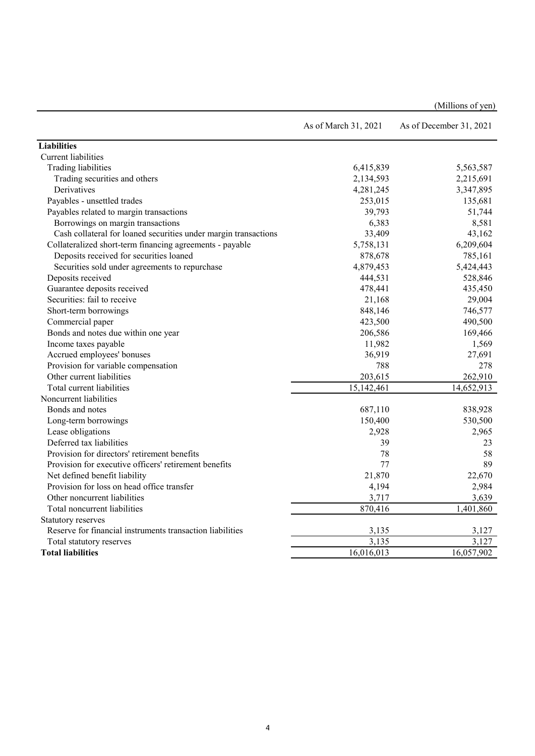(Millions of yen)

| | As of March 31, 2021 | As of December 31, 2021 |
|---|---|---|
| **Liabilities** | | |
| Current liabilities | | |
| Trading liabilities | 6,415,839 | 5,563,587 |
| Trading securities and others | 2,134,593 | 2,215,691 |
| Derivatives | 4,281,245 | 3,347,895 |
| Payables - unsettled trades | 253,015 | 135,681 |
| Payables related to margin transactions | 39,793 | 51,744 |
| Borrowings on margin transactions | 6,383 | 8,581 |
| Cash collateral for loaned securities under margin transactions | 33,409 | 43,162 |
| Collateralized short-term financing agreements - payable | 5,758,131 | 6,209,604 |
| Deposits received for securities loaned | 878,678 | 785,161 |
| Securities sold under agreements to repurchase | 4,879,453 | 5,424,443 |
| Deposits received | 444,531 | 528,846 |
| Guarantee deposits received | 478,441 | 435,450 |
| Securities: fail to receive | 21,168 | 29,004 |
| Short-term borrowings | 848,146 | 746,577 |
| Commercial paper | 423,500 | 490,500 |
| Bonds and notes due within one year | 206,586 | 169,466 |
| Income taxes payable | 11,982 | 1,569 |
| Accrued employees' bonuses | 36,919 | 27,691 |
| Provision for variable compensation | 788 | 278 |
| Other current liabilities | 203,615 | 262,910 |
| Total current liabilities | 15,142,461 | 14,652,913 |
| Noncurrent liabilities | | |
| Bonds and notes | 687,110 | 838,928 |
| Long-term borrowings | 150,400 | 530,500 |
| Lease obligations | 2,928 | 2,965 |
| Deferred tax liabilities | 39 | 23 |
| Provision for directors' retirement benefits | 78 | 58 |
| Provision for executive officers' retirement benefits | 77 | 89 |
| Net defined benefit liability | 21,870 | 22,670 |
| Provision for loss on head office transfer | 4,194 | 2,984 |
| Other noncurrent liabilities | 3,717 | 3,639 |
| Total noncurrent liabilities | 870,416 | 1,401,860 |
| Statutory reserves | | |
| Reserve for financial instruments transaction liabilities | 3,135 | 3,127 |
| Total statutory reserves | 3,135 | 3,127 |
| **Total liabilities** | 16,016,013 | 16,057,902 |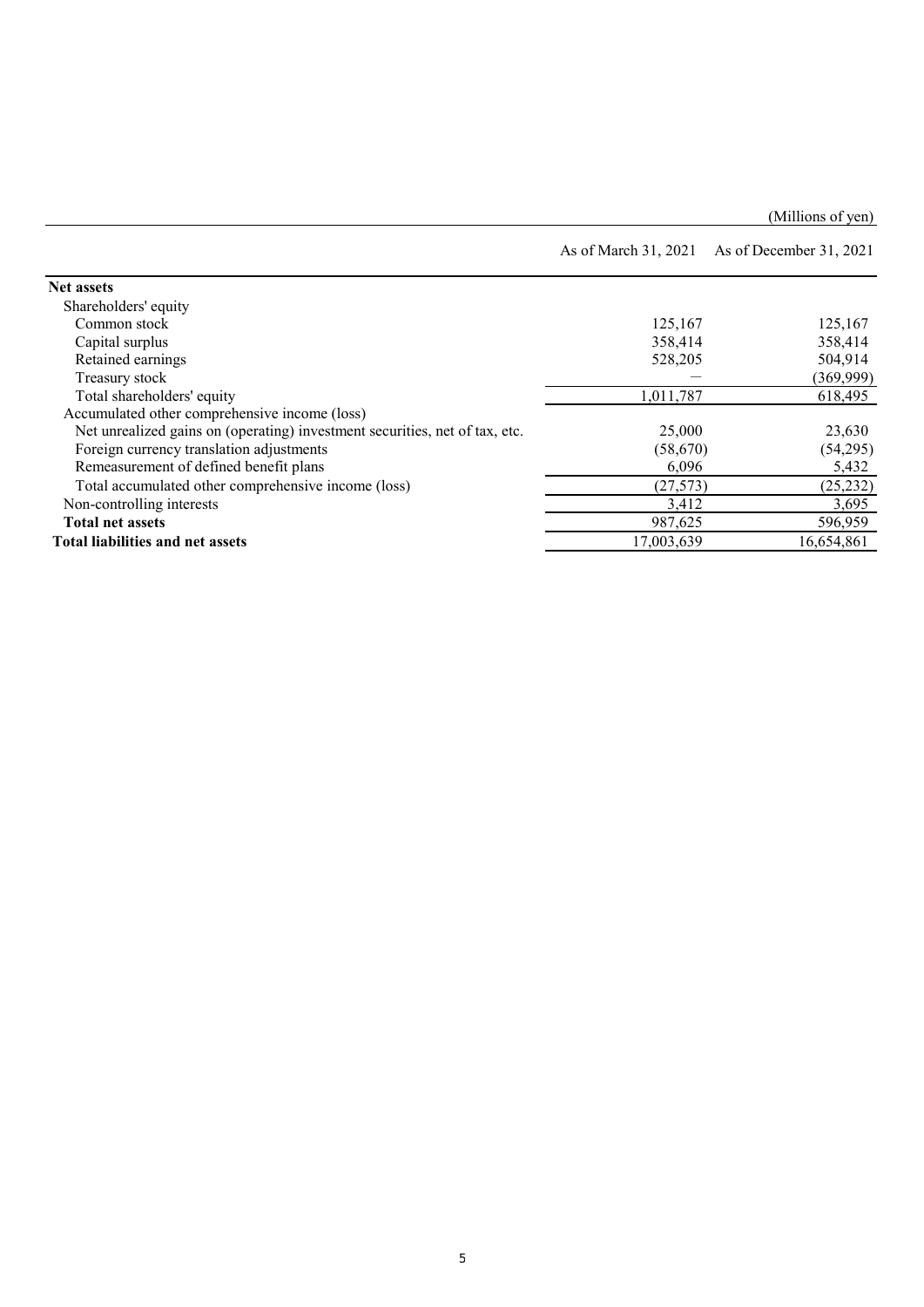(Millions of yen)

| | As of March 31, 2021 | As of December 31, 2021 |
|---|---|---|
| **Net assets** | | |
| Shareholders' equity | | |
| Common stock | 125,167 | 125,167 |
| Capital surplus | 358,414 | 358,414 |
| Retained earnings | 528,205 | 504,914 |
| Treasury stock | — | (369,999) |
| Total shareholders' equity | 1,011,787 | 618,495 |
| Accumulated other comprehensive income (loss) | | |
| Net unrealized gains on (operating) investment securities, net of tax, etc. | 25,000 | 23,630 |
| Foreign currency translation adjustments | (58,670) | (54,295) |
| Remeasurement of defined benefit plans | 6,096 | 5,432 |
| Total accumulated other comprehensive income (loss) | (27,573) | (25,232) |
| Non-controlling interests | 3,412 | 3,695 |
| **Total net assets** | 987,625 | 596,959 |
| **Total liabilities and net assets** | 17,003,639 | 16,654,861 |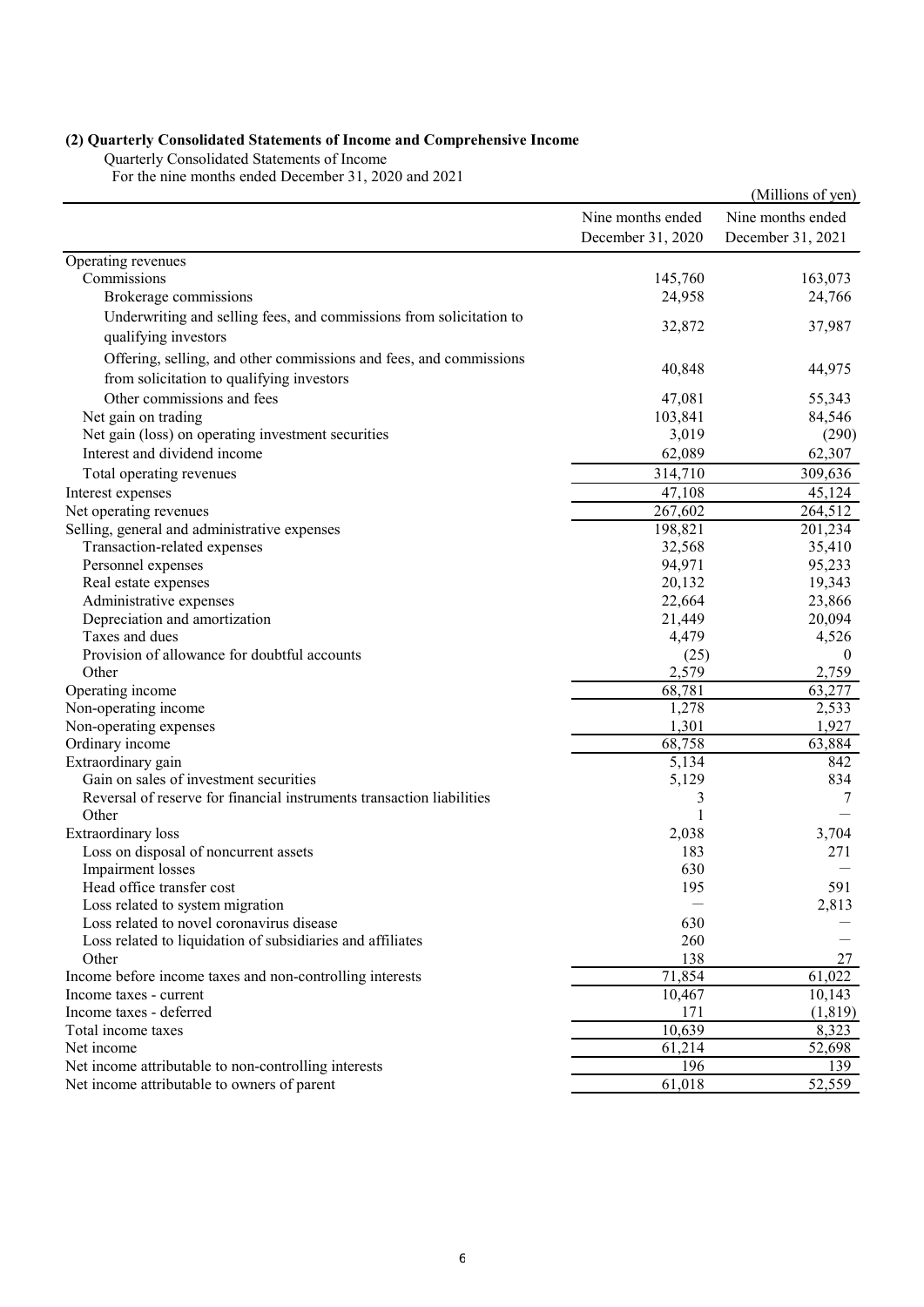### (2) Quarterly Consolidated Statements of Income and Comprehensive Income

Quarterly Consolidated Statements of Income

For the nine months ended December 31, 2020 and 2021

(Millions of yen)

| | Nine months ended December 31, 2020 | Nine months ended December 31, 2021 |
|---|---|---|
| Operating revenues | | |
| Commissions | 145,760 | 163,073 |
| Brokerage commissions | 24,958 | 24,766 |
| Underwriting and selling fees, and commissions from solicitation to qualifying investors | 32,872 | 37,987 |
| Offering, selling, and other commissions and fees, and commissions from solicitation to qualifying investors | 40,848 | 44,975 |
| Other commissions and fees | 47,081 | 55,343 |
| Net gain on trading | 103,841 | 84,546 |
| Net gain (loss) on operating investment securities | 3,019 | (290) |
| Interest and dividend income | 62,089 | 62,307 |
| Total operating revenues | 314,710 | 309,636 |
| Interest expenses | 47,108 | 45,124 |
| Net operating revenues | 267,602 | 264,512 |
| Selling, general and administrative expenses | 198,821 | 201,234 |
| Transaction-related expenses | 32,568 | 35,410 |
| Personnel expenses | 94,971 | 95,233 |
| Real estate expenses | 20,132 | 19,343 |
| Administrative expenses | 22,664 | 23,866 |
| Depreciation and amortization | 21,449 | 20,094 |
| Taxes and dues | 4,479 | 4,526 |
| Provision of allowance for doubtful accounts | (25) | 0 |
| Other | 2,579 | 2,759 |
| Operating income | 68,781 | 63,277 |
| Non-operating income | 1,278 | 2,533 |
| Non-operating expenses | 1,301 | 1,927 |
| Ordinary income | 68,758 | 63,884 |
| Extraordinary gain | 5,134 | 842 |
| Gain on sales of investment securities | 5,129 | 834 |
| Reversal of reserve for financial instruments transaction liabilities | 3 | 7 |
| Other | 1 | — |
| Extraordinary loss | 2,038 | 3,704 |
| Loss on disposal of noncurrent assets | 183 | 271 |
| Impairment losses | 630 | — |
| Head office transfer cost | 195 | 591 |
| Loss related to system migration | — | 2,813 |
| Loss related to novel coronavirus disease | 630 | — |
| Loss related to liquidation of subsidiaries and affiliates | 260 | — |
| Other | 138 | 27 |
| Income before income taxes and non-controlling interests | 71,854 | 61,022 |
| Income taxes - current | 10,467 | 10,143 |
| Income taxes - deferred | 171 | (1,819) |
| Total income taxes | 10,639 | 8,323 |
| Net income | 61,214 | 52,698 |
| Net income attributable to non-controlling interests | 196 | 139 |
| Net income attributable to owners of parent | 61,018 | 52,559 |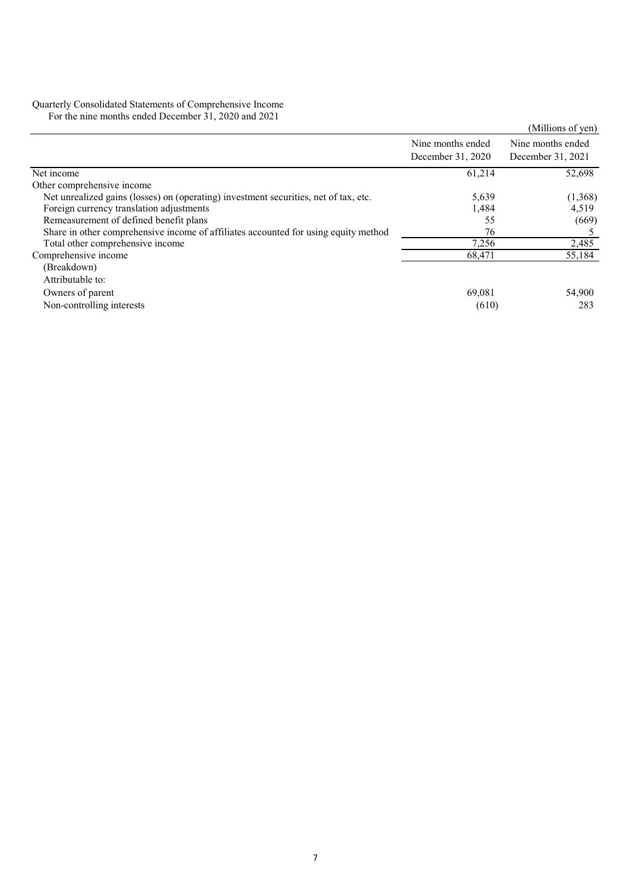Quarterly Consolidated Statements of Comprehensive Income

For the nine months ended December 31, 2020 and 2021

(Millions of yen)

| | Nine months ended December 31, 2020 | Nine months ended December 31, 2021 |
|---|---|---|
| Net income | 61,214 | 52,698 |
| Other comprehensive income | | |
| Net unrealized gains (losses) on (operating) investment securities, net of tax, etc. | 5,639 | (1,368) |
| Foreign currency translation adjustments | 1,484 | 4,519 |
| Remeasurement of defined benefit plans | 55 | (669) |
| Share in other comprehensive income of affiliates accounted for using equity method | 76 | 5 |
| Total other comprehensive income | 7,256 | 2,485 |
| Comprehensive income | 68,471 | 55,184 |
| (Breakdown) | | |
| Attributable to: | | |
| Owners of parent | 69,081 | 54,900 |
| Non-controlling interests | (610) | 283 |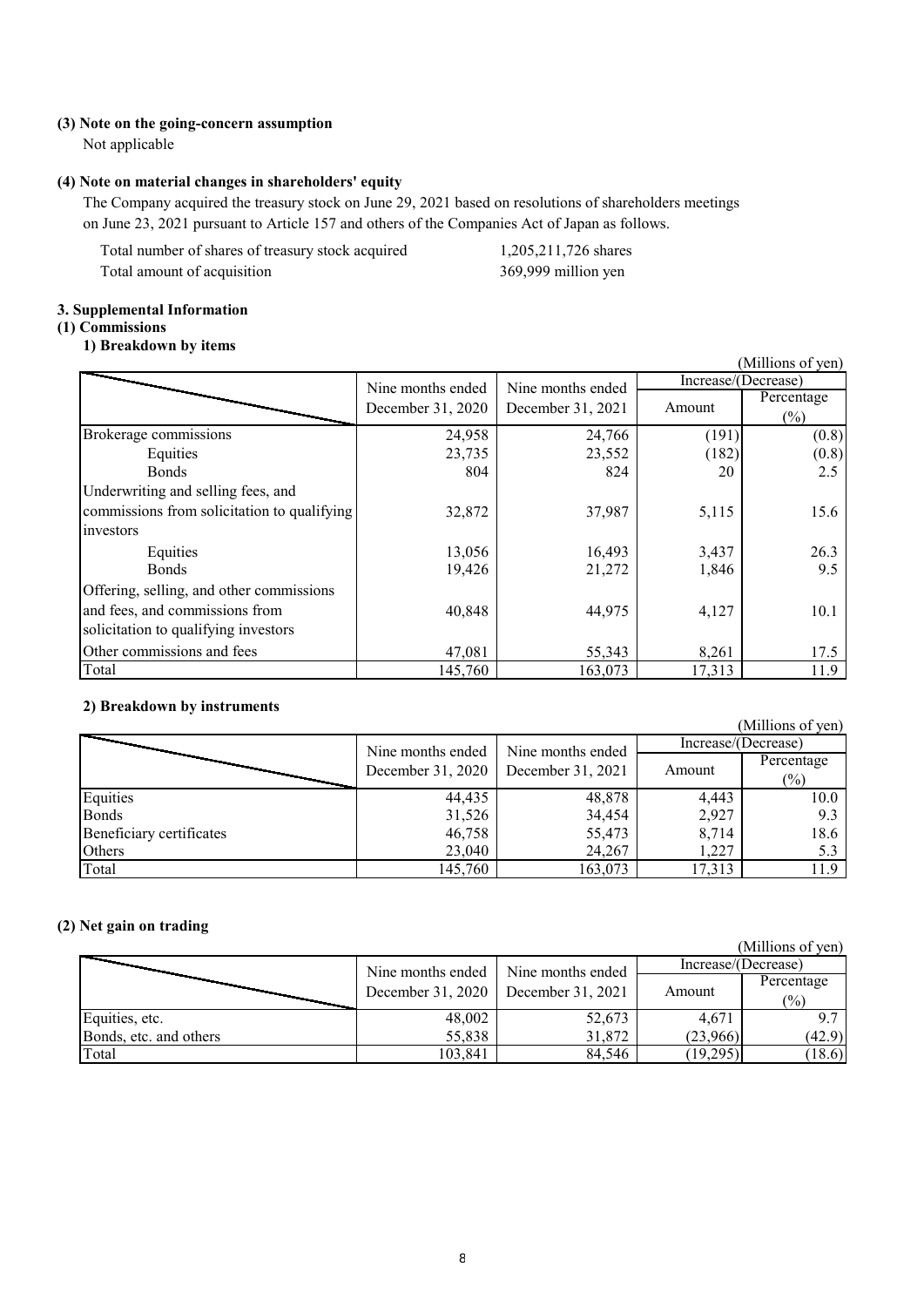### (3) Note on the going-concern assumption

Not applicable

### (4) Note on material changes in shareholders' equity

The Company acquired the treasury stock on June 29, 2021 based on resolutions of shareholders meetings on June 23, 2021 pursuant to Article 157 and others of the Companies Act of Japan as follows.

| | |
|---|---|
| Total number of shares of treasury stock acquired | 1,205,211,726 shares |
| Total amount of acquisition | 369,999 million yen |

## 3. Supplemental Information

### (1) Commissions

#### 1) Breakdown by items

(Millions of yen)

| | Nine months ended December 31, 2020 | Nine months ended December 31, 2021 | Increase/(Decrease) | |
|---|---|---|---|---|
| | | | Amount | Percentage (%) |
| Brokerage commissions | 24,958 | 24,766 | (191) | (0.8) |
| Equities | 23,735 | 23,552 | (182) | (0.8) |
| Bonds | 804 | 824 | 20 | 2.5 |
| Underwriting and selling fees, and commissions from solicitation to qualifying investors | 32,872 | 37,987 | 5,115 | 15.6 |
| Equities | 13,056 | 16,493 | 3,437 | 26.3 |
| Bonds | 19,426 | 21,272 | 1,846 | 9.5 |
| Offering, selling, and other commissions and fees, and commissions from solicitation to qualifying investors | 40,848 | 44,975 | 4,127 | 10.1 |
| Other commissions and fees | 47,081 | 55,343 | 8,261 | 17.5 |
| Total | 145,760 | 163,073 | 17,313 | 11.9 |

#### 2) Breakdown by instruments

(Millions of yen)

| | Nine months ended December 31, 2020 | Nine months ended December 31, 2021 | Increase/(Decrease) | |
|---|---|---|---|---|
| | | | Amount | Percentage (%) |
| Equities | 44,435 | 48,878 | 4,443 | 10.0 |
| Bonds | 31,526 | 34,454 | 2,927 | 9.3 |
| Beneficiary certificates | 46,758 | 55,473 | 8,714 | 18.6 |
| Others | 23,040 | 24,267 | 1,227 | 5.3 |
| Total | 145,760 | 163,073 | 17,313 | 11.9 |

### (2) Net gain on trading

(Millions of yen)

| | Nine months ended December 31, 2020 | Nine months ended December 31, 2021 | Increase/(Decrease) | |
|---|---|---|---|---|
| | | | Amount | Percentage (%) |
| Equities, etc. | 48,002 | 52,673 | 4,671 | 9.7 |
| Bonds, etc. and others | 55,838 | 31,872 | (23,966) | (42.9) |
| Total | 103,841 | 84,546 | (19,295) | (18.6) |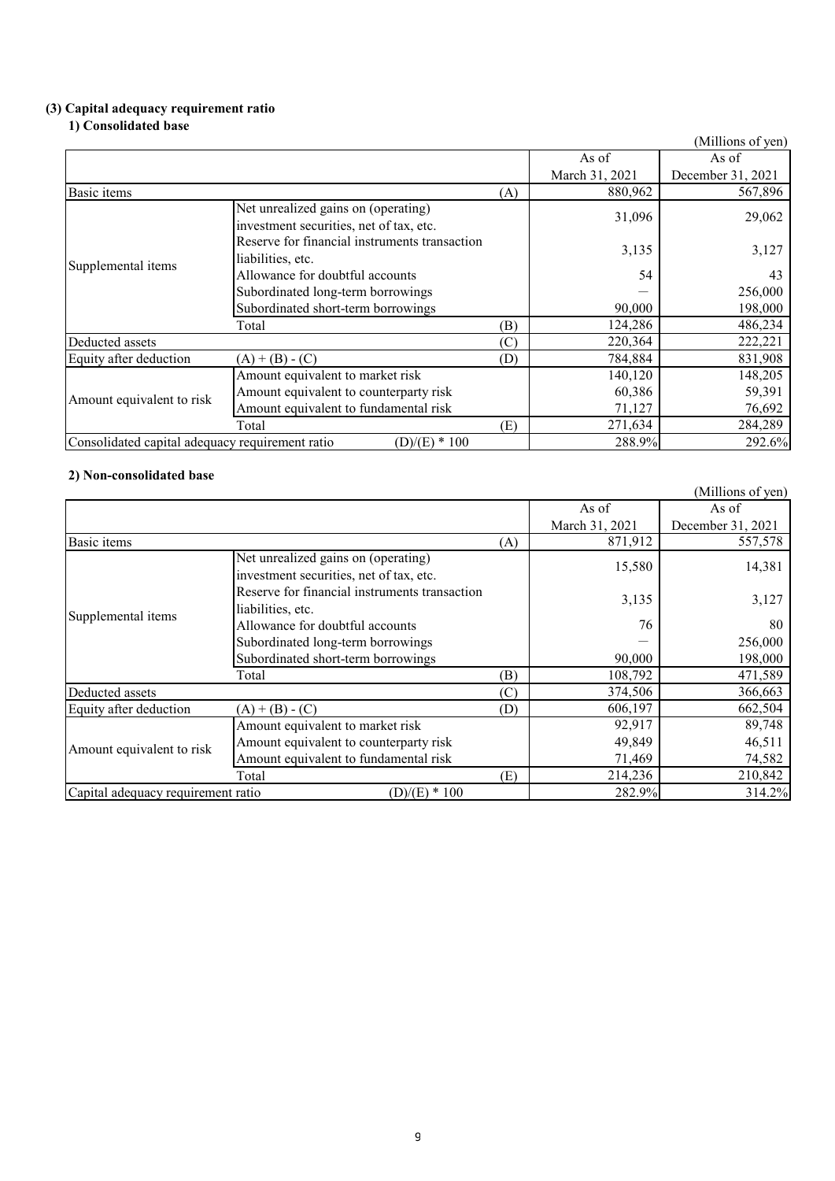### (3) Capital adequacy requirement ratio

#### 1) Consolidated base

(Millions of yen)

| | | | As of March 31, 2021 | As of December 31, 2021 |
|---|---|---|---|---|
| Basic items | | (A) | 880,962 | 567,896 |
| Supplemental items | Net unrealized gains on (operating) investment securities, net of tax, etc. | | 31,096 | 29,062 |
| | Reserve for financial instruments transaction liabilities, etc. | | 3,135 | 3,127 |
| | Allowance for doubtful accounts | | 54 | 43 |
| | Subordinated long-term borrowings | | — | 256,000 |
| | Subordinated short-term borrowings | | 90,000 | 198,000 |
| | Total | (B) | 124,286 | 486,234 |
| Deducted assets | | (C) | 220,364 | 222,221 |
| Equity after deduction | (A) + (B) - (C) | (D) | 784,884 | 831,908 |
| Amount equivalent to risk | Amount equivalent to market risk | | 140,120 | 148,205 |
| | Amount equivalent to counterparty risk | | 60,386 | 59,391 |
| | Amount equivalent to fundamental risk | | 71,127 | 76,692 |
| | Total | (E) | 271,634 | 284,289 |
| Consolidated capital adequacy requirement ratio | (D)/(E) * 100 | | 288.9% | 292.6% |

#### 2) Non-consolidated base

(Millions of yen)

| | | | As of March 31, 2021 | As of December 31, 2021 |
|---|---|---|---|---|
| Basic items | | (A) | 871,912 | 557,578 |
| Supplemental items | Net unrealized gains on (operating) investment securities, net of tax, etc. | | 15,580 | 14,381 |
| | Reserve for financial instruments transaction liabilities, etc. | | 3,135 | 3,127 |
| | Allowance for doubtful accounts | | 76 | 80 |
| | Subordinated long-term borrowings | | — | 256,000 |
| | Subordinated short-term borrowings | | 90,000 | 198,000 |
| | Total | (B) | 108,792 | 471,589 |
| Deducted assets | | (C) | 374,506 | 366,663 |
| Equity after deduction | (A) + (B) - (C) | (D) | 606,197 | 662,504 |
| Amount equivalent to risk | Amount equivalent to market risk | | 92,917 | 89,748 |
| | Amount equivalent to counterparty risk | | 49,849 | 46,511 |
| | Amount equivalent to fundamental risk | | 71,469 | 74,582 |
| | Total | (E) | 214,236 | 210,842 |
| Capital adequacy requirement ratio | (D)/(E) * 100 | | 282.9% | 314.2% |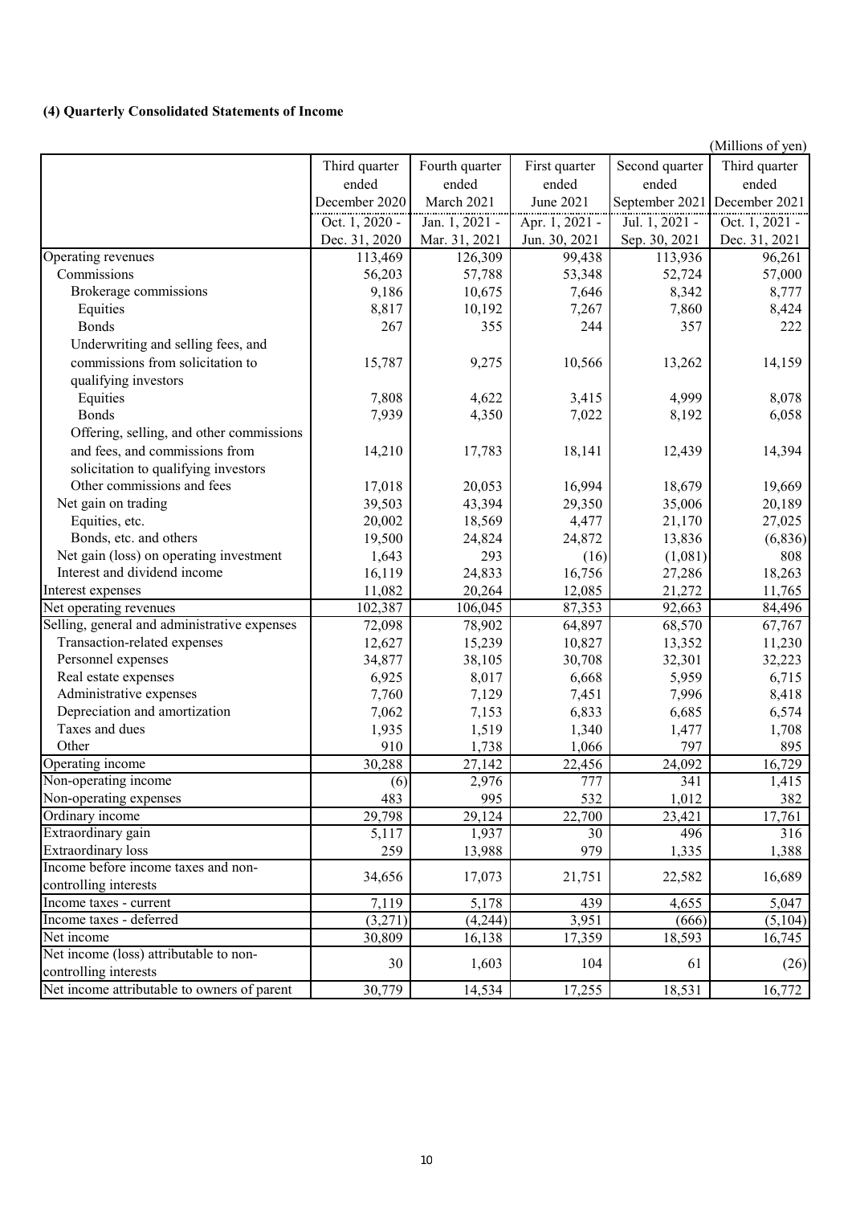### (4) Quarterly Consolidated Statements of Income

(Millions of yen)

| | Third quarter ended December 2020 | Fourth quarter ended March 2021 | First quarter ended June 2021 | Second quarter ended September 2021 | Third quarter ended December 2021 |
|---|---|---|---|---|---|
| | Oct. 1, 2020 - Dec. 31, 2020 | Jan. 1, 2021 - Mar. 31, 2021 | Apr. 1, 2021 - Jun. 30, 2021 | Jul. 1, 2021 - Sep. 30, 2021 | Oct. 1, 2021 - Dec. 31, 2021 |
| Operating revenues | 113,469 | 126,309 | 99,438 | 113,936 | 96,261 |
| Commissions | 56,203 | 57,788 | 53,348 | 52,724 | 57,000 |
| Brokerage commissions | 9,186 | 10,675 | 7,646 | 8,342 | 8,777 |
| Equities | 8,817 | 10,192 | 7,267 | 7,860 | 8,424 |
| Bonds | 267 | 355 | 244 | 357 | 222 |
| Underwriting and selling fees, and commissions from solicitation to qualifying investors | 15,787 | 9,275 | 10,566 | 13,262 | 14,159 |
| Equities | 7,808 | 4,622 | 3,415 | 4,999 | 8,078 |
| Bonds | 7,939 | 4,350 | 7,022 | 8,192 | 6,058 |
| Offering, selling, and other commissions and fees, and commissions from solicitation to qualifying investors | 14,210 | 17,783 | 18,141 | 12,439 | 14,394 |
| Other commissions and fees | 17,018 | 20,053 | 16,994 | 18,679 | 19,669 |
| Net gain on trading | 39,503 | 43,394 | 29,350 | 35,006 | 20,189 |
| Equities, etc. | 20,002 | 18,569 | 4,477 | 21,170 | 27,025 |
| Bonds, etc. and others | 19,500 | 24,824 | 24,872 | 13,836 | (6,836) |
| Net gain (loss) on operating investment | 1,643 | 293 | (16) | (1,081) | 808 |
| Interest and dividend income | 16,119 | 24,833 | 16,756 | 27,286 | 18,263 |
| Interest expenses | 11,082 | 20,264 | 12,085 | 21,272 | 11,765 |
| Net operating revenues | 102,387 | 106,045 | 87,353 | 92,663 | 84,496 |
| Selling, general and administrative expenses | 72,098 | 78,902 | 64,897 | 68,570 | 67,767 |
| Transaction-related expenses | 12,627 | 15,239 | 10,827 | 13,352 | 11,230 |
| Personnel expenses | 34,877 | 38,105 | 30,708 | 32,301 | 32,223 |
| Real estate expenses | 6,925 | 8,017 | 6,668 | 5,959 | 6,715 |
| Administrative expenses | 7,760 | 7,129 | 7,451 | 7,996 | 8,418 |
| Depreciation and amortization | 7,062 | 7,153 | 6,833 | 6,685 | 6,574 |
| Taxes and dues | 1,935 | 1,519 | 1,340 | 1,477 | 1,708 |
| Other | 910 | 1,738 | 1,066 | 797 | 895 |
| Operating income | 30,288 | 27,142 | 22,456 | 24,092 | 16,729 |
| Non-operating income | (6) | 2,976 | 777 | 341 | 1,415 |
| Non-operating expenses | 483 | 995 | 532 | 1,012 | 382 |
| Ordinary income | 29,798 | 29,124 | 22,700 | 23,421 | 17,761 |
| Extraordinary gain | 5,117 | 1,937 | 30 | 496 | 316 |
| Extraordinary loss | 259 | 13,988 | 979 | 1,335 | 1,388 |
| Income before income taxes and non-controlling interests | 34,656 | 17,073 | 21,751 | 22,582 | 16,689 |
| Income taxes - current | 7,119 | 5,178 | 439 | 4,655 | 5,047 |
| Income taxes - deferred | (3,271) | (4,244) | 3,951 | (666) | (5,104) |
| Net income | 30,809 | 16,138 | 17,359 | 18,593 | 16,745 |
| Net income (loss) attributable to non-controlling interests | 30 | 1,603 | 104 | 61 | (26) |
| Net income attributable to owners of parent | 30,779 | 14,534 | 17,255 | 18,531 | 16,772 |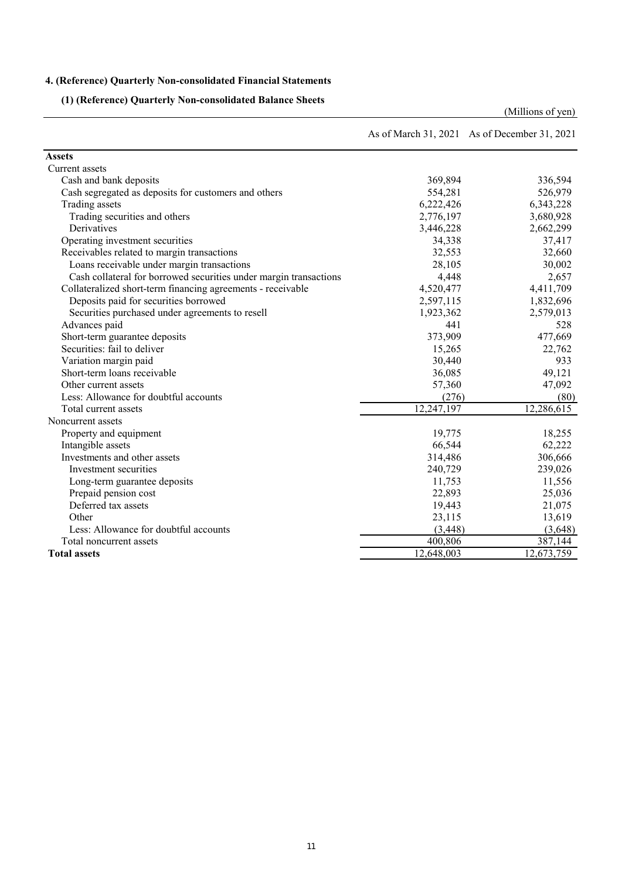## 4. (Reference) Quarterly Non-consolidated Financial Statements

### (1) (Reference) Quarterly Non-consolidated Balance Sheets

(Millions of yen)

| | As of March 31, 2021 | As of December 31, 2021 |
|---|---|---|
| **Assets** | | |
| Current assets | | |
| Cash and bank deposits | 369,894 | 336,594 |
| Cash segregated as deposits for customers and others | 554,281 | 526,979 |
| Trading assets | 6,222,426 | 6,343,228 |
| Trading securities and others | 2,776,197 | 3,680,928 |
| Derivatives | 3,446,228 | 2,662,299 |
| Operating investment securities | 34,338 | 37,417 |
| Receivables related to margin transactions | 32,553 | 32,660 |
| Loans receivable under margin transactions | 28,105 | 30,002 |
| Cash collateral for borrowed securities under margin transactions | 4,448 | 2,657 |
| Collateralized short-term financing agreements - receivable | 4,520,477 | 4,411,709 |
| Deposits paid for securities borrowed | 2,597,115 | 1,832,696 |
| Securities purchased under agreements to resell | 1,923,362 | 2,579,013 |
| Advances paid | 441 | 528 |
| Short-term guarantee deposits | 373,909 | 477,669 |
| Securities: fail to deliver | 15,265 | 22,762 |
| Variation margin paid | 30,440 | 933 |
| Short-term loans receivable | 36,085 | 49,121 |
| Other current assets | 57,360 | 47,092 |
| Less: Allowance for doubtful accounts | (276) | (80) |
| Total current assets | 12,247,197 | 12,286,615 |
| Noncurrent assets | | |
| Property and equipment | 19,775 | 18,255 |
| Intangible assets | 66,544 | 62,222 |
| Investments and other assets | 314,486 | 306,666 |
| Investment securities | 240,729 | 239,026 |
| Long-term guarantee deposits | 11,753 | 11,556 |
| Prepaid pension cost | 22,893 | 25,036 |
| Deferred tax assets | 19,443 | 21,075 |
| Other | 23,115 | 13,619 |
| Less: Allowance for doubtful accounts | (3,448) | (3,648) |
| Total noncurrent assets | 400,806 | 387,144 |
| **Total assets** | 12,648,003 | 12,673,759 |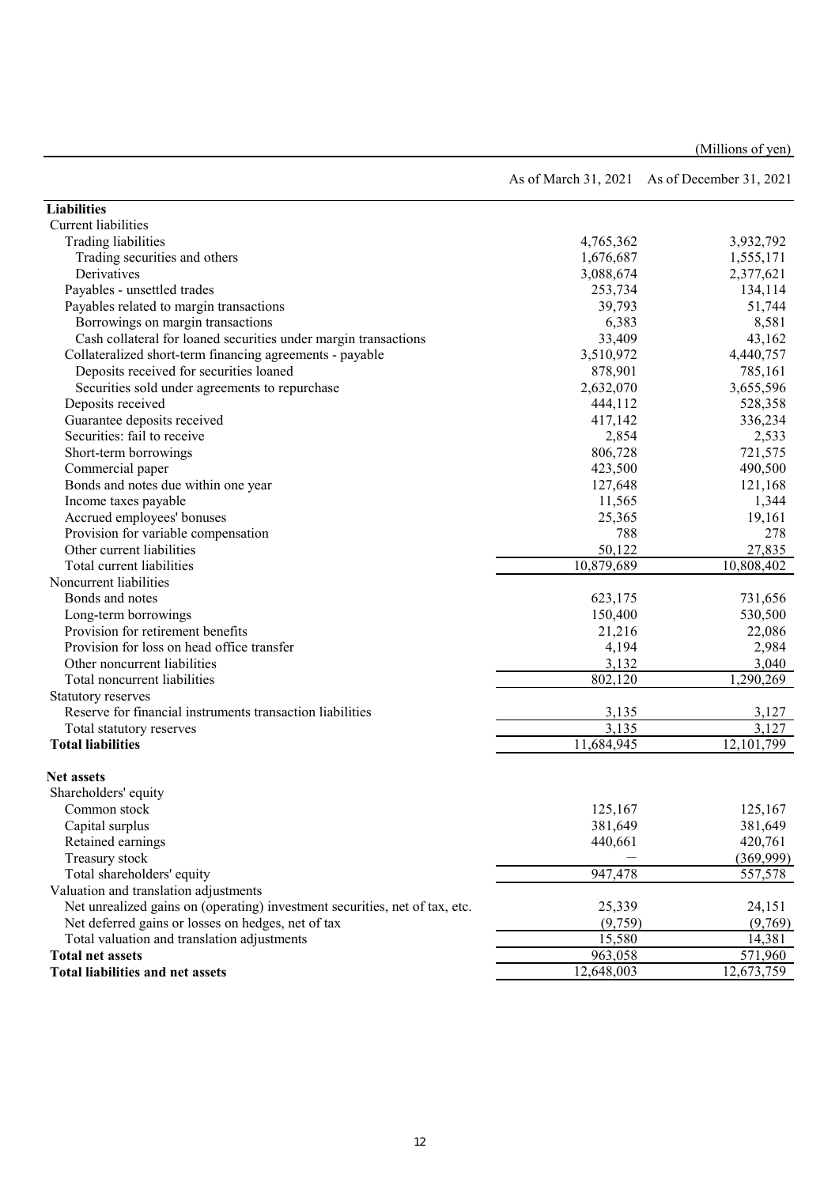(Millions of yen)

| | As of March 31, 2021 | As of December 31, 2021 |
|---|---|---|
| **Liabilities** | | |
| Current liabilities | | |
| Trading liabilities | 4,765,362 | 3,932,792 |
| Trading securities and others | 1,676,687 | 1,555,171 |
| Derivatives | 3,088,674 | 2,377,621 |
| Payables - unsettled trades | 253,734 | 134,114 |
| Payables related to margin transactions | 39,793 | 51,744 |
| Borrowings on margin transactions | 6,383 | 8,581 |
| Cash collateral for loaned securities under margin transactions | 33,409 | 43,162 |
| Collateralized short-term financing agreements - payable | 3,510,972 | 4,440,757 |
| Deposits received for securities loaned | 878,901 | 785,161 |
| Securities sold under agreements to repurchase | 2,632,070 | 3,655,596 |
| Deposits received | 444,112 | 528,358 |
| Guarantee deposits received | 417,142 | 336,234 |
| Securities: fail to receive | 2,854 | 2,533 |
| Short-term borrowings | 806,728 | 721,575 |
| Commercial paper | 423,500 | 490,500 |
| Bonds and notes due within one year | 127,648 | 121,168 |
| Income taxes payable | 11,565 | 1,344 |
| Accrued employees' bonuses | 25,365 | 19,161 |
| Provision for variable compensation | 788 | 278 |
| Other current liabilities | 50,122 | 27,835 |
| Total current liabilities | 10,879,689 | 10,808,402 |
| Noncurrent liabilities | | |
| Bonds and notes | 623,175 | 731,656 |
| Long-term borrowings | 150,400 | 530,500 |
| Provision for retirement benefits | 21,216 | 22,086 |
| Provision for loss on head office transfer | 4,194 | 2,984 |
| Other noncurrent liabilities | 3,132 | 3,040 |
| Total noncurrent liabilities | 802,120 | 1,290,269 |
| Statutory reserves | | |
| Reserve for financial instruments transaction liabilities | 3,135 | 3,127 |
| Total statutory reserves | 3,135 | 3,127 |
| **Total liabilities** | 11,684,945 | 12,101,799 |
| | | |
| **Net assets** | | |
| Shareholders' equity | | |
| Common stock | 125,167 | 125,167 |
| Capital surplus | 381,649 | 381,649 |
| Retained earnings | 440,661 | 420,761 |
| Treasury stock | — | (369,999) |
| Total shareholders' equity | 947,478 | 557,578 |
| Valuation and translation adjustments | | |
| Net unrealized gains on (operating) investment securities, net of tax, etc. | 25,339 | 24,151 |
| Net deferred gains or losses on hedges, net of tax | (9,759) | (9,769) |
| Total valuation and translation adjustments | 15,580 | 14,381 |
| **Total net assets** | 963,058 | 571,960 |
| **Total liabilities and net assets** | 12,648,003 | 12,673,759 |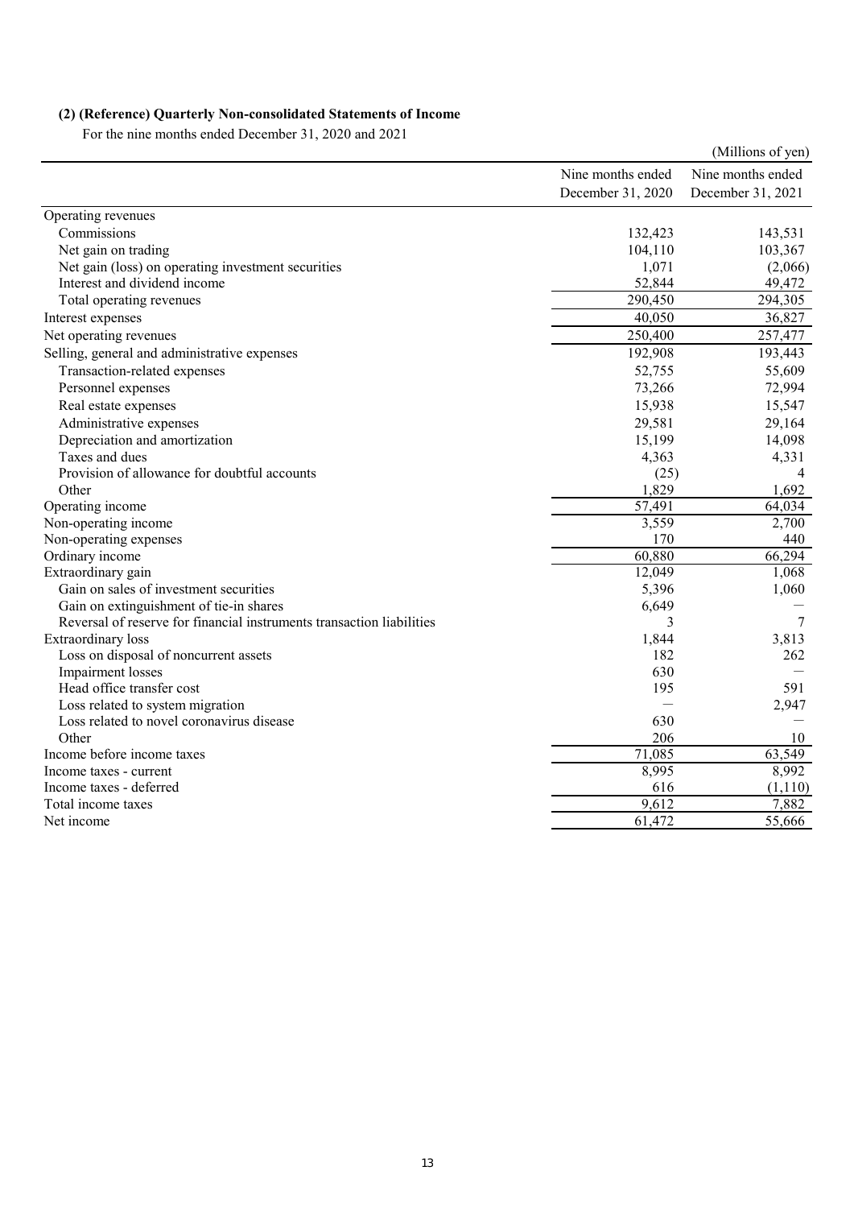#### (2) (Reference) Quarterly Non-consolidated Statements of Income

For the nine months ended December 31, 2020 and 2021

(Millions of yen)

| | Nine months ended December 31, 2020 | Nine months ended December 31, 2021 |
|---|---|---|
| Operating revenues | | |
| Commissions | 132,423 | 143,531 |
| Net gain on trading | 104,110 | 103,367 |
| Net gain (loss) on operating investment securities | 1,071 | (2,066) |
| Interest and dividend income | 52,844 | 49,472 |
| Total operating revenues | 290,450 | 294,305 |
| Interest expenses | 40,050 | 36,827 |
| Net operating revenues | 250,400 | 257,477 |
| Selling, general and administrative expenses | 192,908 | 193,443 |
| Transaction-related expenses | 52,755 | 55,609 |
| Personnel expenses | 73,266 | 72,994 |
| Real estate expenses | 15,938 | 15,547 |
| Administrative expenses | 29,581 | 29,164 |
| Depreciation and amortization | 15,199 | 14,098 |
| Taxes and dues | 4,363 | 4,331 |
| Provision of allowance for doubtful accounts | (25) | 4 |
| Other | 1,829 | 1,692 |
| Operating income | 57,491 | 64,034 |
| Non-operating income | 3,559 | 2,700 |
| Non-operating expenses | 170 | 440 |
| Ordinary income | 60,880 | 66,294 |
| Extraordinary gain | 12,049 | 1,068 |
| Gain on sales of investment securities | 5,396 | 1,060 |
| Gain on extinguishment of tie-in shares | 6,649 | — |
| Reversal of reserve for financial instruments transaction liabilities | 3 | 7 |
| Extraordinary loss | 1,844 | 3,813 |
| Loss on disposal of noncurrent assets | 182 | 262 |
| Impairment losses | 630 | — |
| Head office transfer cost | 195 | 591 |
| Loss related to system migration | — | 2,947 |
| Loss related to novel coronavirus disease | 630 | — |
| Other | 206 | 10 |
| Income before income taxes | 71,085 | 63,549 |
| Income taxes - current | 8,995 | 8,992 |
| Income taxes - deferred | 616 | (1,110) |
| Total income taxes | 9,612 | 7,882 |
| Net income | 61,472 | 55,666 |